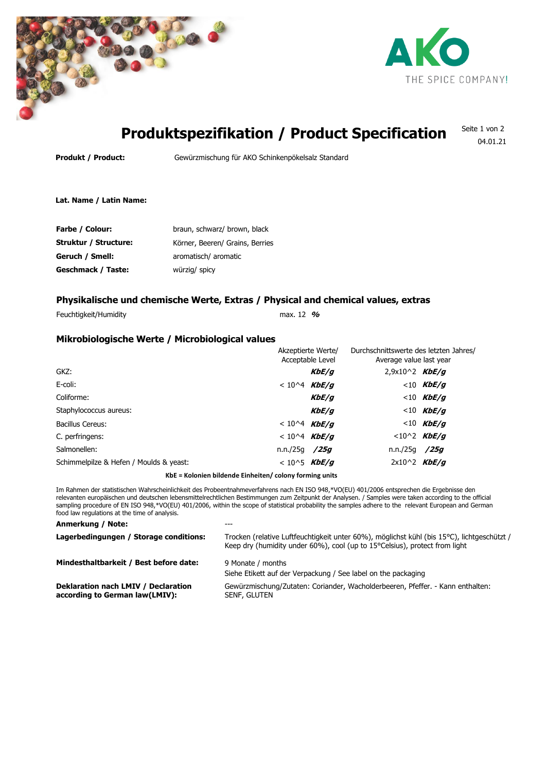# Produktspezifikation / Product Specification

04.01.21

**Produkt / Product:** Gewürzmischung für AKO Schinkenpökelsalz Standard

**Lat. Name / Latin Name:**

| | |
|---|---|
| **Farbe / Colour:** | braun, schwarz/ brown, black |
| **Struktur / Structure:** | Körner, Beeren/ Grains, Berries |
| **Geruch / Smell:** | aromatisch/ aromatic |
| **Geschmack / Taste:** | würzig/ spicy |

## Physikalische und chemische Werte, Extras / Physical and chemical values, extras

| | |
|---|---|
| Feuchtigkeit/Humidity | max. 12 *%* |

## Mikrobiologische Werte / Microbiological values

| | Akzeptierte Werte/ Acceptable Level | Durchschnittswerte des letzten Jahres/ Average value last year |
|---|---|---|
| GKZ: | ***KbE/g*** | $2{,}9 \times 10^2$ ***KbE/g*** |
| E-coli: | $< 10^4$ ***KbE/g*** | <10 ***KbE/g*** |
| Coliforme: | ***KbE/g*** | <10 ***KbE/g*** |
| Staphylococcus aureus: | ***KbE/g*** | <10 ***KbE/g*** |
| Bacillus Cereus: | $< 10^4$ ***KbE/g*** | <10 ***KbE/g*** |
| C. perfringens: | $< 10^4$ ***KbE/g*** | $<10^2$ ***KbE/g*** |
| Salmonellen: | n.n./25g ***/25g*** | n.n./25g ***/25g*** |
| Schimmelpilze & Hefen / Moulds & yeast: | $< 10^5$ ***KbE/g*** | $2 \times 10^2$ ***KbE/g*** |

**KbE = Kolonien bildende Einheiten/ colony forming units**

Im Rahmen der statistischen Wahrscheinlichkeit des Probeentnahmeverfahrens nach EN ISO 948,*VO(EU) 401/2006 entsprechen die Ergebnisse den relevanten europäischen und deutschen lebensmittelrechtlichen Bestimmungen zum Zeitpunkt der Analysen. / Samples were taken according to the official sampling procedure of EN ISO 948,*VO(EU) 401/2006, within the scope of statistical probability the samples adhere to the relevant European and German food law regulations at the time of analysis.

| | |
|---|---|
| **Anmerkung / Note:** | --- |
| **Lagerbedingungen / Storage conditions:** | Trocken (relative Luftfeuchtigkeit unter 60%), möglichst kühl (bis 15°C), lichtgeschützt / Keep dry (humidity under 60%), cool (up to 15°Celsius), protect from light |
| **Mindesthaltbarkeit / Best before date:** | 9 Monate / months<br>Siehe Etikett auf der Verpackung / See label on the packaging |
| **Deklaration nach LMIV / Declaration according to German law(LMIV):** | Gewürzmischung/Zutaten: Coriander, Wacholderbeeren, Pfeffer. - Kann enthalten: SENF, GLUTEN |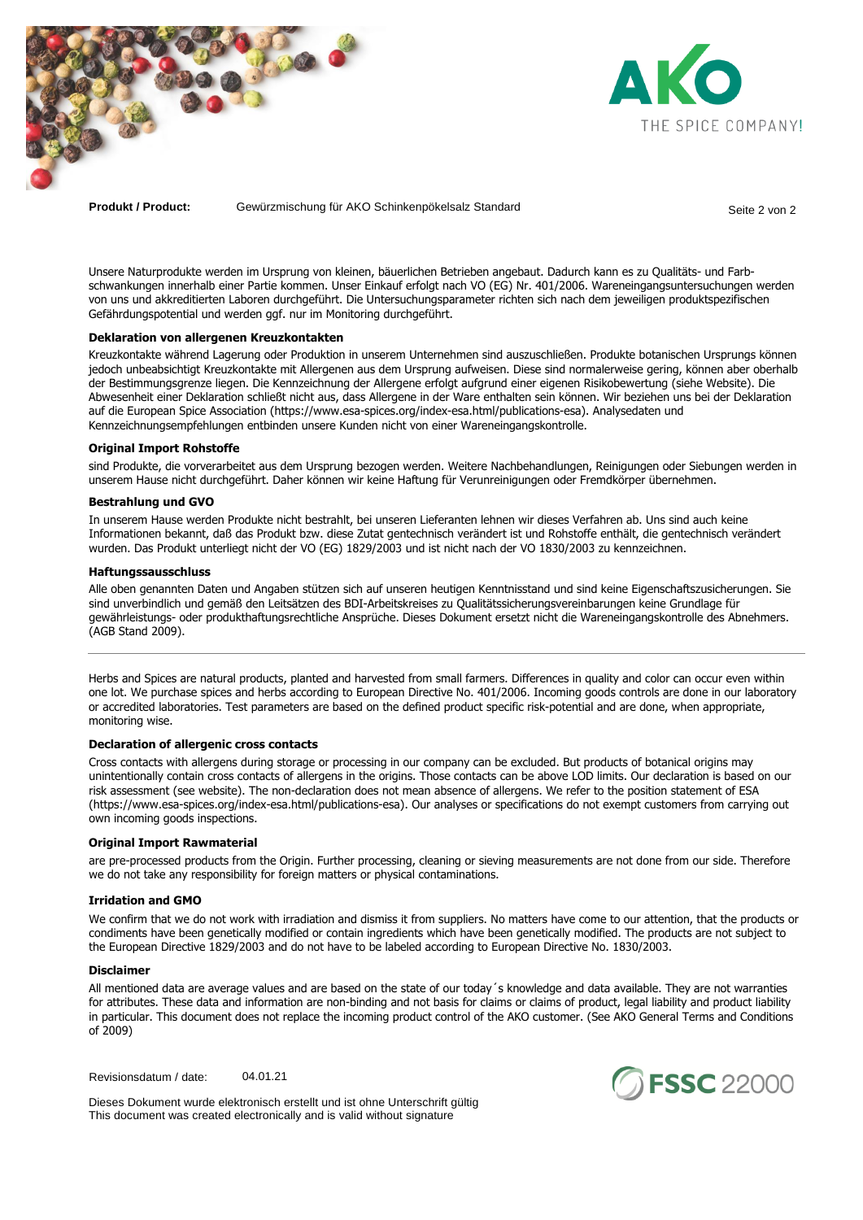**Produkt / Product:** Gewürzmischung für AKO Schinkenpökelsalz Standard

Unsere Naturprodukte werden im Ursprung von kleinen, bäuerlichen Betrieben angebaut. Dadurch kann es zu Qualitäts- und Farbschwankungen innerhalb einer Partie kommen. Unser Einkauf erfolgt nach VO (EG) Nr. 401/2006. Wareneingangsuntersuchungen werden von uns und akkreditierten Laboren durchgeführt. Die Untersuchungsparameter richten sich nach dem jeweiligen produktspezifischen Gefährdungspotential und werden ggf. nur im Monitoring durchgeführt.

**Deklaration von allergenen Kreuzkontakten**

Kreuzkontakte während Lagerung oder Produktion in unserem Unternehmen sind auszuschließen. Produkte botanischen Ursprungs können jedoch unbeabsichtigt Kreuzkontakte mit Allergenen aus dem Ursprung aufweisen. Diese sind normalerweise gering, können aber oberhalb der Bestimmungsgrenze liegen. Die Kennzeichnung der Allergene erfolgt aufgrund einer eigenen Risikobewertung (siehe Website). Die Abwesenheit einer Deklaration schließt nicht aus, dass Allergene in der Ware enthalten sein können. Wir beziehen uns bei der Deklaration auf die European Spice Association (https://www.esa-spices.org/index-esa.html/publications-esa). Analysedaten und Kennzeichnungsempfehlungen entbinden unsere Kunden nicht von einer Wareneingangskontrolle.

**Original Import Rohstoffe**

sind Produkte, die vorverarbeitet aus dem Ursprung bezogen werden. Weitere Nachbehandlungen, Reinigungen oder Siebungen werden in unserem Hause nicht durchgeführt. Daher können wir keine Haftung für Verunreinigungen oder Fremdkörper übernehmen.

**Bestrahlung und GVO**

In unserem Hause werden Produkte nicht bestrahlt, bei unseren Lieferanten lehnen wir dieses Verfahren ab. Uns sind auch keine Informationen bekannt, daß das Produkt bzw. diese Zutat gentechnisch verändert ist und Rohstoffe enthält, die gentechnisch verändert wurden. Das Produkt unterliegt nicht der VO (EG) 1829/2003 und ist nicht nach der VO 1830/2003 zu kennzeichnen.

**Haftungssausschluss**

Alle oben genannten Daten und Angaben stützen sich auf unseren heutigen Kenntnisstand und sind keine Eigenschaftszusicherungen. Sie sind unverbindlich und gemäß den Leitsätzen des BDI-Arbeitskreises zu Qualitätssicherungsvereinbarungen keine Grundlage für gewährleistungs- oder produkthaftungsrechtliche Ansprüche. Dieses Dokument ersetzt nicht die Wareneingangskontrolle des Abnehmers. (AGB Stand 2009).

---

Herbs and Spices are natural products, planted and harvested from small farmers. Differences in quality and color can occur even within one lot. We purchase spices and herbs according to European Directive No. 401/2006. Incoming goods controls are done in our laboratory or accredited laboratories. Test parameters are based on the defined product specific risk-potential and are done, when appropriate, monitoring wise.

**Declaration of allergenic cross contacts**

Cross contacts with allergens during storage or processing in our company can be excluded. But products of botanical origins may unintentionally contain cross contacts of allergens in the origins. Those contacts can be above LOD limits. Our declaration is based on our risk assessment (see website). The non-declaration does not mean absence of allergens. We refer to the position statement of ESA (https://www.esa-spices.org/index-esa.html/publications-esa). Our analyses or specifications do not exempt customers from carrying out own incoming goods inspections.

**Original Import Rawmaterial**

are pre-processed products from the Origin. Further processing, cleaning or sieving measurements are not done from our side. Therefore we do not take any responsibility for foreign matters or physical contaminations.

**Irridation and GMO**

We confirm that we do not work with irradiation and dismiss it from suppliers. No matters have come to our attention, that the products or condiments have been genetically modified or contain ingredients which have been genetically modified. The products are not subject to the European Directive 1829/2003 and do not have to be labeled according to European Directive No. 1830/2003.

**Disclaimer**

All mentioned data are average values and are based on the state of our today´s knowledge and data available. They are not warranties for attributes. These data and information are non-binding and not basis for claims or claims of product, legal liability and product liability in particular. This document does not replace the incoming product control of the AKO customer. (See AKO General Terms and Conditions of 2009)

Revisionsdatum / date: 04.01.21

Dieses Dokument wurde elektronisch erstellt und ist ohne Unterschrift gültig
This document was created electronically and is valid without signature